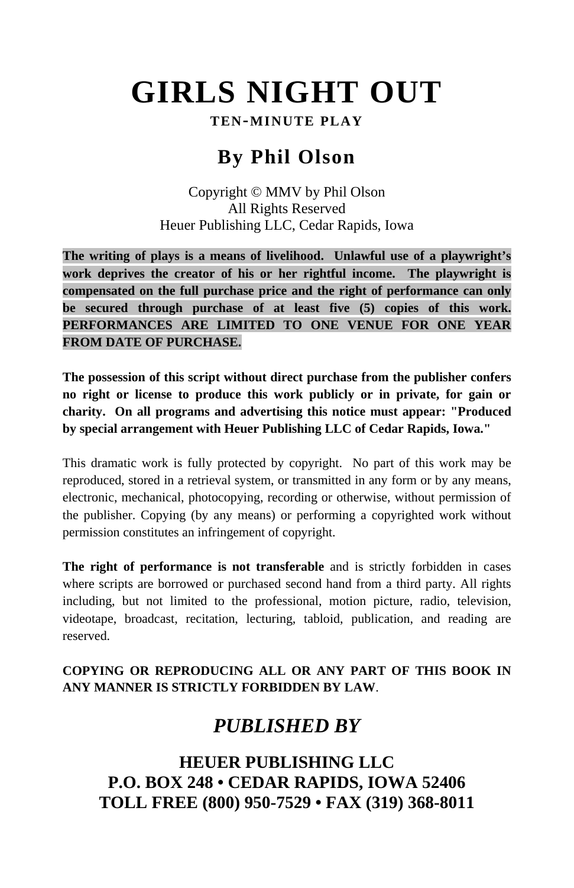# GIRLS NIGHT OUT

**TEN-MINUTE PLAY**

## By Phil Olson

Copyright © MMV by Phil Olson
All Rights Reserved
Heuer Publishing LLC, Cedar Rapids, Iowa

**The writing of plays is a means of livelihood. Unlawful use of a playwright's work deprives the creator of his or her rightful income. The playwright is compensated on the full purchase price and the right of performance can only be secured through purchase of at least five (5) copies of this work. PERFORMANCES ARE LIMITED TO ONE VENUE FOR ONE YEAR FROM DATE OF PURCHASE.**

**The possession of this script without direct purchase from the publisher confers no right or license to produce this work publicly or in private, for gain or charity. On all programs and advertising this notice must appear: "Produced by special arrangement with Heuer Publishing LLC of Cedar Rapids, Iowa."**

This dramatic work is fully protected by copyright. No part of this work may be reproduced, stored in a retrieval system, or transmitted in any form or by any means, electronic, mechanical, photocopying, recording or otherwise, without permission of the publisher. Copying (by any means) or performing a copyrighted work without permission constitutes an infringement of copyright.

**The right of performance is not transferable** and is strictly forbidden in cases where scripts are borrowed or purchased second hand from a third party. All rights including, but not limited to the professional, motion picture, radio, television, videotape, broadcast, recitation, lecturing, tabloid, publication, and reading are reserved.

**COPYING OR REPRODUCING ALL OR ANY PART OF THIS BOOK IN ANY MANNER IS STRICTLY FORBIDDEN BY LAW**.

## *PUBLISHED BY*

**HEUER PUBLISHING LLC**
**P.O. BOX 248 • CEDAR RAPIDS, IOWA 52406**
**TOLL FREE (800) 950-7529 • FAX (319) 368-8011**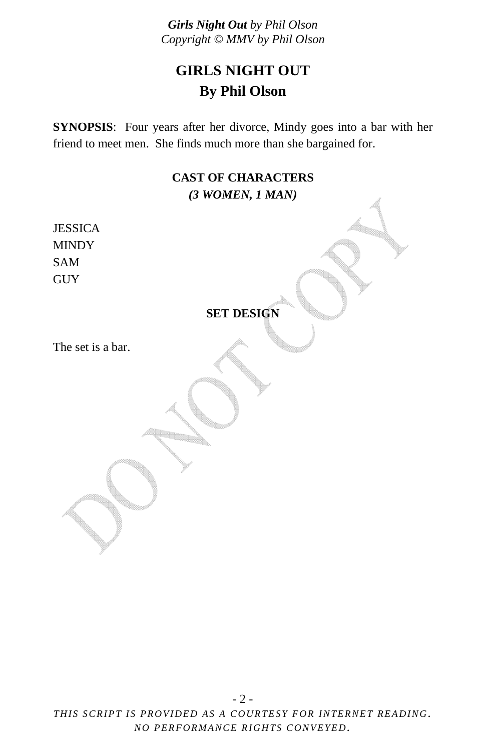# GIRLS NIGHT OUT
## By Phil Olson

**SYNOPSIS**: Four years after her divorce, Mindy goes into a bar with her friend to meet men. She finds much more than she bargained for.

### CAST OF CHARACTERS
***(3 WOMEN, 1 MAN)***

JESSICA
MINDY
SAM
GUY

### SET DESIGN

The set is a bar.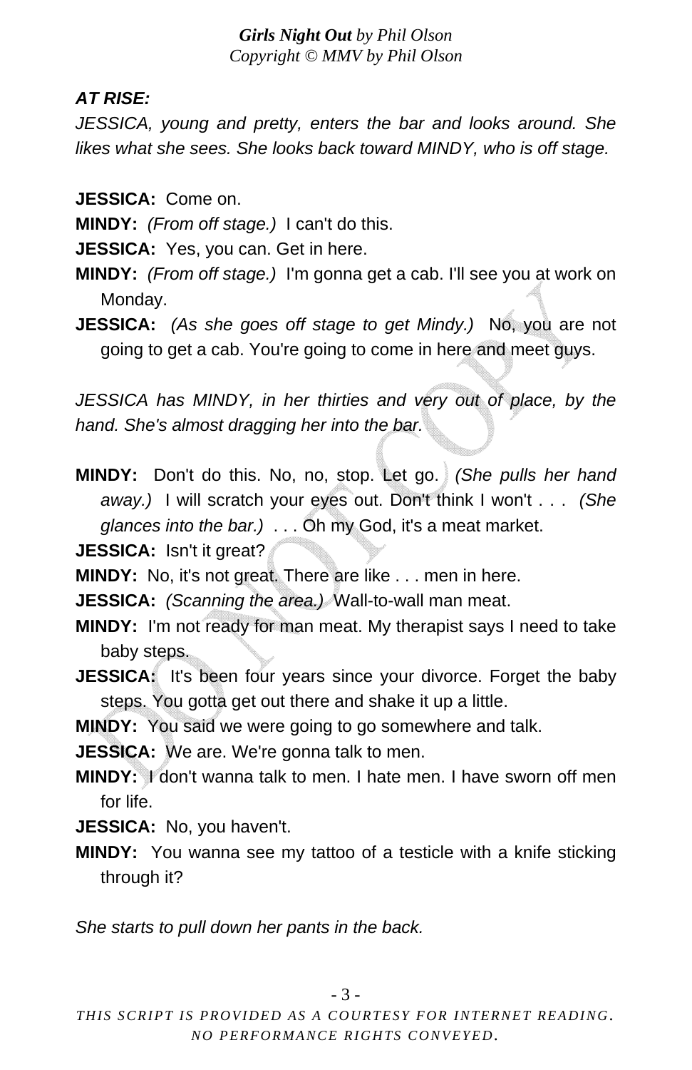***AT RISE:***

*JESSICA, young and pretty, enters the bar and looks around. She likes what she sees. She looks back toward MINDY, who is off stage.*

**JESSICA:** Come on.

**MINDY:** *(From off stage.)* I can't do this.

**JESSICA:** Yes, you can. Get in here.

**MINDY:** *(From off stage.)* I'm gonna get a cab. I'll see you at work on Monday.

**JESSICA:** *(As she goes off stage to get Mindy.)* No, you are not going to get a cab. You're going to come in here and meet guys.

*JESSICA has MINDY, in her thirties and very out of place, by the hand. She's almost dragging her into the bar.*

**MINDY:** Don't do this. No, no, stop. Let go. *(She pulls her hand away.)* I will scratch your eyes out. Don't think I won't . . . *(She glances into the bar.)* . . . Oh my God, it's a meat market.

**JESSICA:** Isn't it great?

**MINDY:** No, it's not great. There are like . . . men in here.

**JESSICA:** *(Scanning the area.)* Wall-to-wall man meat.

**MINDY:** I'm not ready for man meat. My therapist says I need to take baby steps.

**JESSICA:** It's been four years since your divorce. Forget the baby steps. You gotta get out there and shake it up a little.

**MINDY:** You said we were going to go somewhere and talk.

**JESSICA:** We are. We're gonna talk to men.

**MINDY:** I don't wanna talk to men. I hate men. I have sworn off men for life.

**JESSICA:** No, you haven't.

**MINDY:** You wanna see my tattoo of a testicle with a knife sticking through it?

*She starts to pull down her pants in the back.*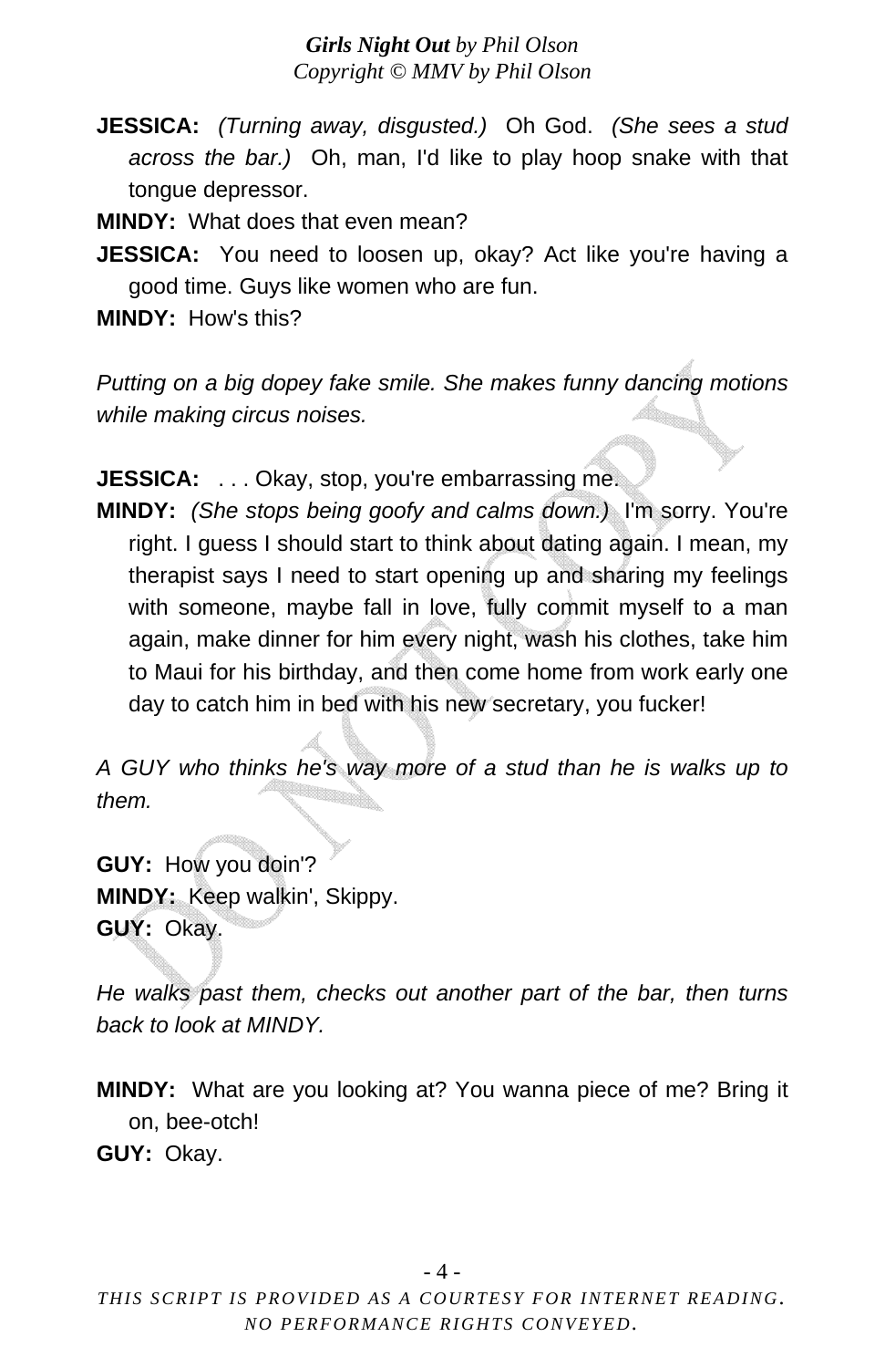**JESSICA:** *(Turning away, disgusted.)* Oh God. *(She sees a stud across the bar.)* Oh, man, I'd like to play hoop snake with that tongue depressor.

**MINDY:** What does that even mean?

**JESSICA:** You need to loosen up, okay? Act like you're having a good time. Guys like women who are fun.

**MINDY:** How's this?

*Putting on a big dopey fake smile. She makes funny dancing motions while making circus noises.*

**JESSICA:** . . . Okay, stop, you're embarrassing me.

**MINDY:** *(She stops being goofy and calms down.)* I'm sorry. You're right. I guess I should start to think about dating again. I mean, my therapist says I need to start opening up and sharing my feelings with someone, maybe fall in love, fully commit myself to a man again, make dinner for him every night, wash his clothes, take him to Maui for his birthday, and then come home from work early one day to catch him in bed with his new secretary, you fucker!

*A GUY who thinks he's way more of a stud than he is walks up to them.*

**GUY:** How you doin'?

**MINDY:** Keep walkin', Skippy.

**GUY:** Okay.

*He walks past them, checks out another part of the bar, then turns back to look at MINDY.*

**MINDY:** What are you looking at? You wanna piece of me? Bring it on, bee-otch!

**GUY:** Okay.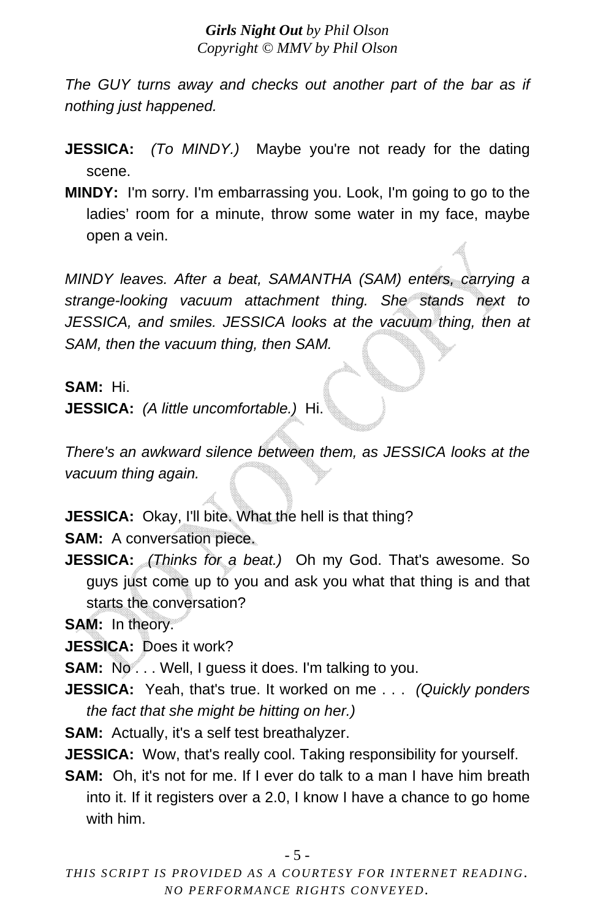*The GUY turns away and checks out another part of the bar as if nothing just happened.*

**JESSICA:** *(To MINDY.)* Maybe you're not ready for the dating scene.

**MINDY:** I'm sorry. I'm embarrassing you. Look, I'm going to go to the ladies' room for a minute, throw some water in my face, maybe open a vein.

*MINDY leaves. After a beat, SAMANTHA (SAM) enters, carrying a strange-looking vacuum attachment thing. She stands next to JESSICA, and smiles. JESSICA looks at the vacuum thing, then at SAM, then the vacuum thing, then SAM.*

**SAM:** Hi.

**JESSICA:** *(A little uncomfortable.)* Hi.

*There's an awkward silence between them, as JESSICA looks at the vacuum thing again.*

**JESSICA:** Okay, I'll bite. What the hell is that thing?

**SAM:** A conversation piece.

**JESSICA:** *(Thinks for a beat.)* Oh my God. That's awesome. So guys just come up to you and ask you what that thing is and that starts the conversation?

**SAM:** In theory.

**JESSICA:** Does it work?

**SAM:** No . . . Well, I guess it does. I'm talking to you.

**JESSICA:** Yeah, that's true. It worked on me . . . *(Quickly ponders the fact that she might be hitting on her.)*

**SAM:** Actually, it's a self test breathalyzer.

**JESSICA:** Wow, that's really cool. Taking responsibility for yourself.

**SAM:** Oh, it's not for me. If I ever do talk to a man I have him breath into it. If it registers over a 2.0, I know I have a chance to go home with him.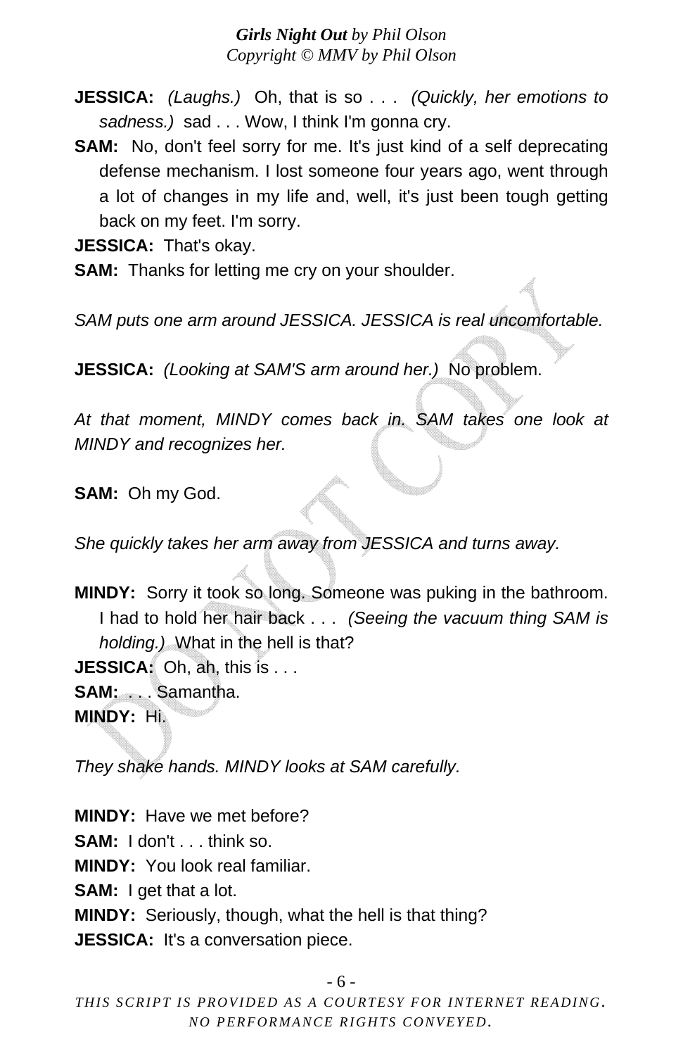**JESSICA:** *(Laughs.)* Oh, that is so . . . *(Quickly, her emotions to sadness.)* sad . . . Wow, I think I'm gonna cry.

**SAM:** No, don't feel sorry for me. It's just kind of a self deprecating defense mechanism. I lost someone four years ago, went through a lot of changes in my life and, well, it's just been tough getting back on my feet. I'm sorry.

**JESSICA:** That's okay.

**SAM:** Thanks for letting me cry on your shoulder.

*SAM puts one arm around JESSICA. JESSICA is real uncomfortable.*

**JESSICA:** *(Looking at SAM'S arm around her.)* No problem.

*At that moment, MINDY comes back in. SAM takes one look at MINDY and recognizes her.*

**SAM:** Oh my God.

*She quickly takes her arm away from JESSICA and turns away.*

**MINDY:** Sorry it took so long. Someone was puking in the bathroom. I had to hold her hair back . . . *(Seeing the vacuum thing SAM is holding.)* What in the hell is that?

**JESSICA:** Oh, ah, this is . . .

**SAM:** . . . Samantha.

**MINDY:** Hi.

*They shake hands. MINDY looks at SAM carefully.*

**MINDY:** Have we met before?

**SAM:** I don't . . . think so.

**MINDY:** You look real familiar.

**SAM:** I get that a lot.

**MINDY:** Seriously, though, what the hell is that thing?

**JESSICA:** It's a conversation piece.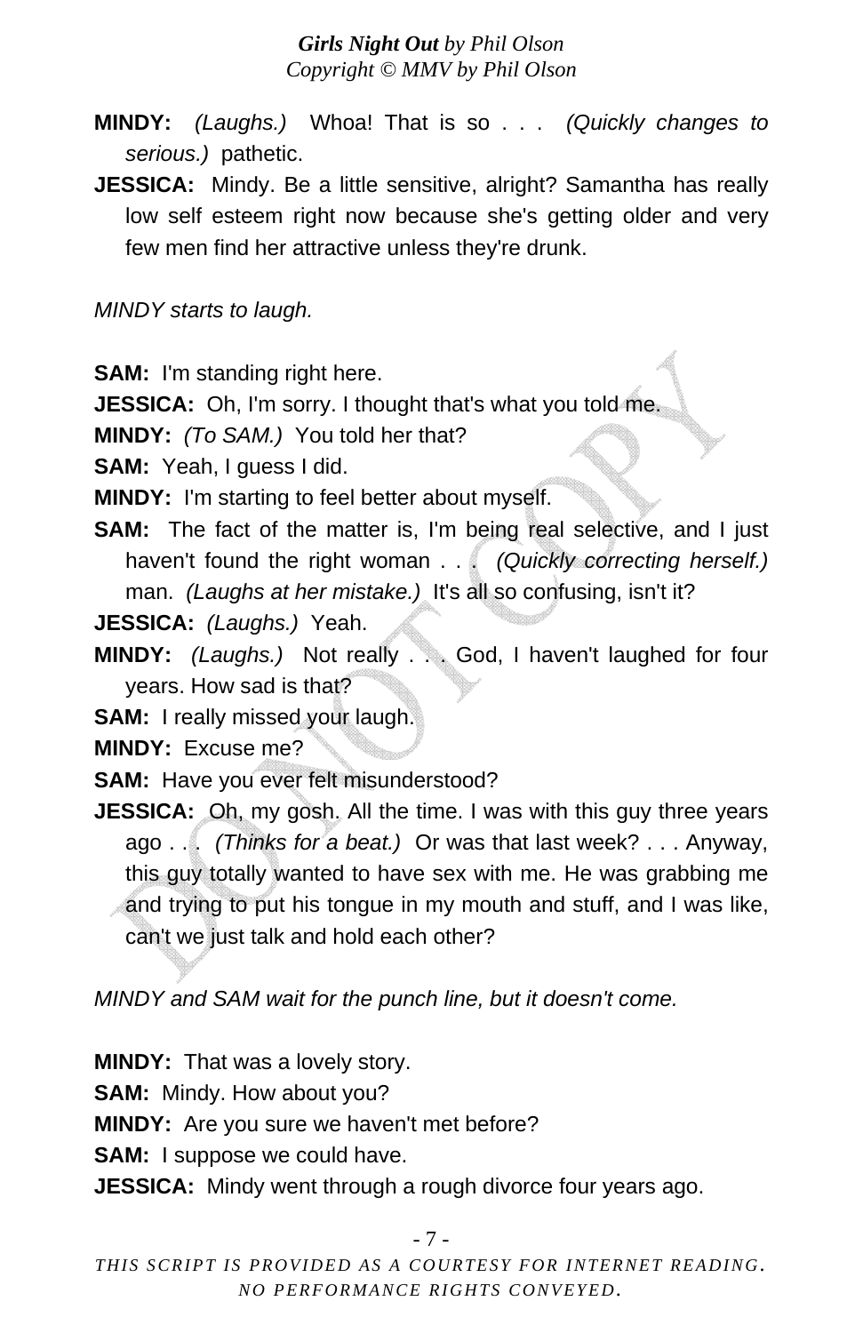**MINDY:** *(Laughs.)* Whoa! That is so . . . *(Quickly changes to serious.)* pathetic.

**JESSICA:** Mindy. Be a little sensitive, alright? Samantha has really low self esteem right now because she's getting older and very few men find her attractive unless they're drunk.

*MINDY starts to laugh.*

**SAM:** I'm standing right here.

**JESSICA:** Oh, I'm sorry. I thought that's what you told me.

**MINDY:** *(To SAM.)* You told her that?

**SAM:** Yeah, I guess I did.

**MINDY:** I'm starting to feel better about myself.

**SAM:** The fact of the matter is, I'm being real selective, and I just haven't found the right woman . . . *(Quickly correcting herself.)* man. *(Laughs at her mistake.)* It's all so confusing, isn't it?

**JESSICA:** *(Laughs.)* Yeah.

**MINDY:** *(Laughs.)* Not really . . . God, I haven't laughed for four years. How sad is that?

**SAM:** I really missed your laugh.

**MINDY:** Excuse me?

**SAM:** Have you ever felt misunderstood?

**JESSICA:** Oh, my gosh. All the time. I was with this guy three years ago . . . *(Thinks for a beat.)* Or was that last week? . . . Anyway, this guy totally wanted to have sex with me. He was grabbing me and trying to put his tongue in my mouth and stuff, and I was like, can't we just talk and hold each other?

*MINDY and SAM wait for the punch line, but it doesn't come.*

**MINDY:** That was a lovely story.

**SAM:** Mindy. How about you?

**MINDY:** Are you sure we haven't met before?

**SAM:** I suppose we could have.

**JESSICA:** Mindy went through a rough divorce four years ago.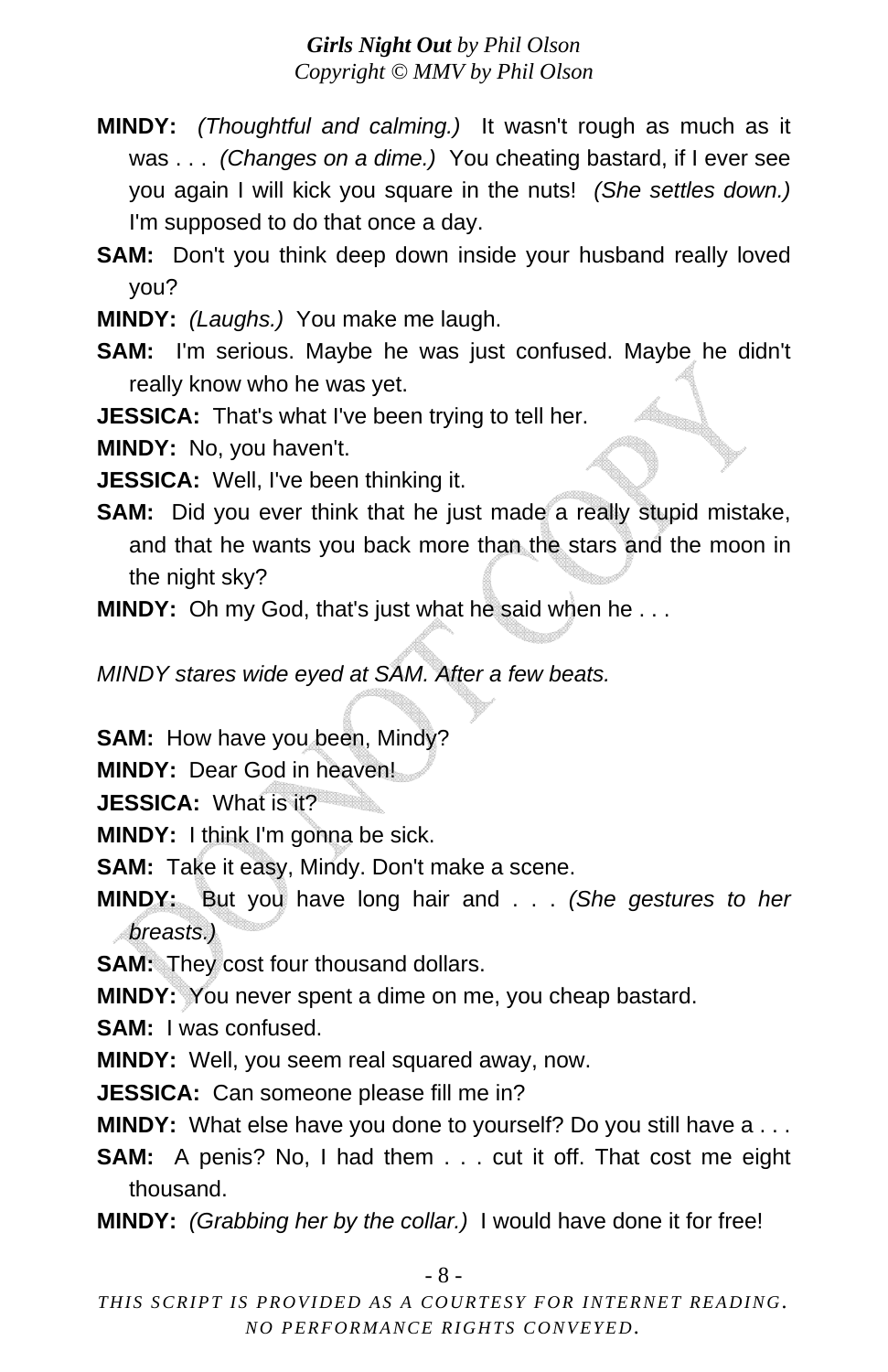**MINDY:** *(Thoughtful and calming.)* It wasn't rough as much as it was . . . *(Changes on a dime.)* You cheating bastard, if I ever see you again I will kick you square in the nuts! *(She settles down.)* I'm supposed to do that once a day.

**SAM:** Don't you think deep down inside your husband really loved you?

**MINDY:** *(Laughs.)* You make me laugh.

**SAM:** I'm serious. Maybe he was just confused. Maybe he didn't really know who he was yet.

**JESSICA:** That's what I've been trying to tell her.

**MINDY:** No, you haven't.

**JESSICA:** Well, I've been thinking it.

**SAM:** Did you ever think that he just made a really stupid mistake, and that he wants you back more than the stars and the moon in the night sky?

**MINDY:** Oh my God, that's just what he said when he . . .

*MINDY stares wide eyed at SAM. After a few beats.*

**SAM:** How have you been, Mindy?

**MINDY:** Dear God in heaven!

**JESSICA:** What is it?

**MINDY:** I think I'm gonna be sick.

**SAM:** Take it easy, Mindy. Don't make a scene.

**MINDY:** But you have long hair and . . . *(She gestures to her breasts.)*

**SAM:** They cost four thousand dollars.

**MINDY:** You never spent a dime on me, you cheap bastard.

**SAM:** I was confused.

**MINDY:** Well, you seem real squared away, now.

**JESSICA:** Can someone please fill me in?

**MINDY:** What else have you done to yourself? Do you still have a . . .

**SAM:** A penis? No, I had them . . . cut it off. That cost me eight thousand.

**MINDY:** *(Grabbing her by the collar.)* I would have done it for free!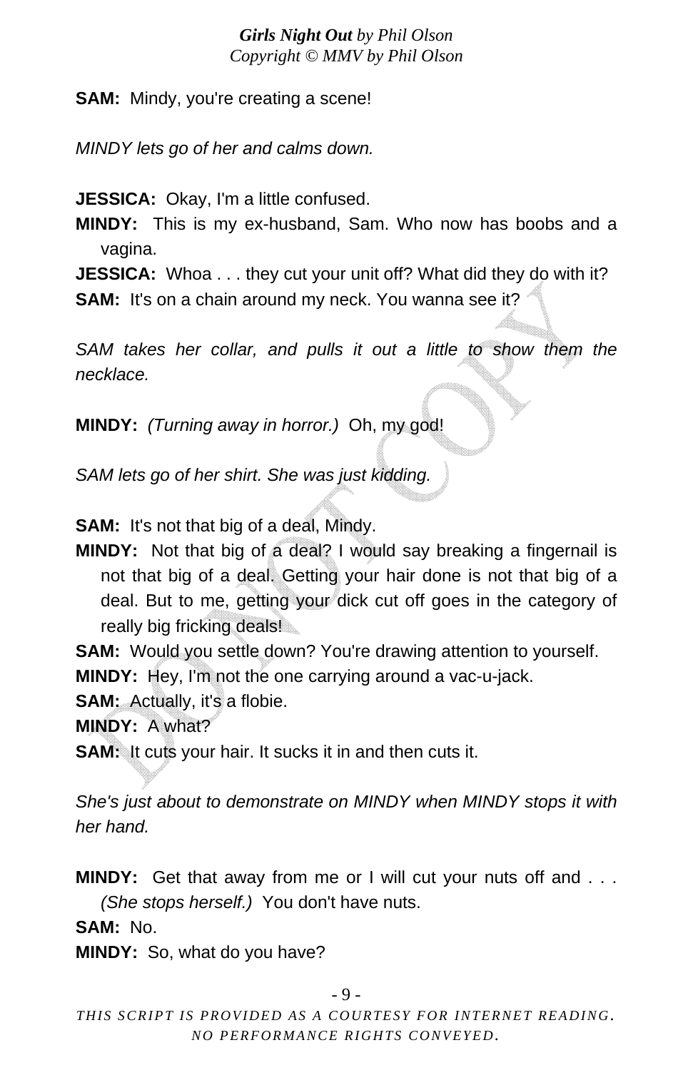**SAM:** Mindy, you're creating a scene!

*MINDY lets go of her and calms down.*

**JESSICA:** Okay, I'm a little confused.

**MINDY:** This is my ex-husband, Sam. Who now has boobs and a vagina.

**JESSICA:** Whoa . . . they cut your unit off? What did they do with it?

**SAM:** It's on a chain around my neck. You wanna see it?

*SAM takes her collar, and pulls it out a little to show them the necklace.*

**MINDY:** *(Turning away in horror.)* Oh, my god!

*SAM lets go of her shirt. She was just kidding.*

**SAM:** It's not that big of a deal, Mindy.

**MINDY:** Not that big of a deal? I would say breaking a fingernail is not that big of a deal. Getting your hair done is not that big of a deal. But to me, getting your dick cut off goes in the category of really big fricking deals!

**SAM:** Would you settle down? You're drawing attention to yourself.

**MINDY:** Hey, I'm not the one carrying around a vac-u-jack.

**SAM:** Actually, it's a flobie.

**MINDY:** A what?

**SAM:** It cuts your hair. It sucks it in and then cuts it.

*She's just about to demonstrate on MINDY when MINDY stops it with her hand.*

**MINDY:** Get that away from me or I will cut your nuts off and . . . *(She stops herself.)* You don't have nuts.

**SAM:** No.

**MINDY:** So, what do you have?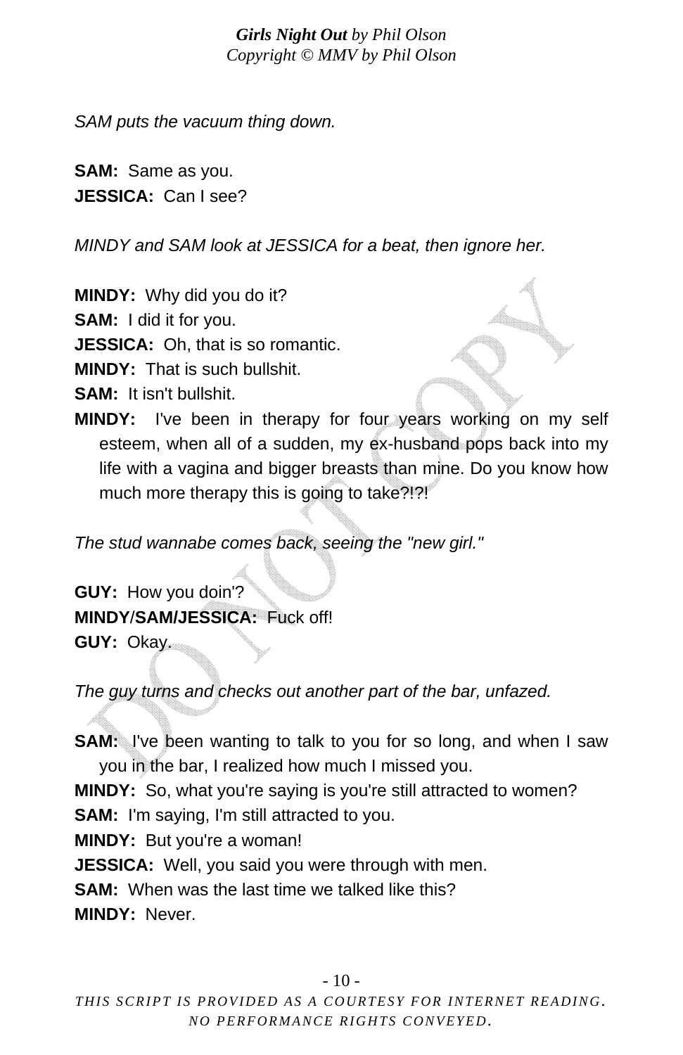*SAM puts the vacuum thing down.*

**SAM:** Same as you.
**JESSICA:** Can I see?

*MINDY and SAM look at JESSICA for a beat, then ignore her.*

**MINDY:** Why did you do it?
**SAM:** I did it for you.
**JESSICA:** Oh, that is so romantic.
**MINDY:** That is such bullshit.
**SAM:** It isn't bullshit.
**MINDY:** I've been in therapy for four years working on my self esteem, when all of a sudden, my ex-husband pops back into my life with a vagina and bigger breasts than mine. Do you know how much more therapy this is going to take?!?!

*The stud wannabe comes back, seeing the "new girl."*

**GUY:** How you doin'?
**MINDY/SAM/JESSICA:** Fuck off!
**GUY:** Okay.

*The guy turns and checks out another part of the bar, unfazed.*

**SAM:** I've been wanting to talk to you for so long, and when I saw you in the bar, I realized how much I missed you.
**MINDY:** So, what you're saying is you're still attracted to women?
**SAM:** I'm saying, I'm still attracted to you.
**MINDY:** But you're a woman!
**JESSICA:** Well, you said you were through with men.
**SAM:** When was the last time we talked like this?
**MINDY:** Never.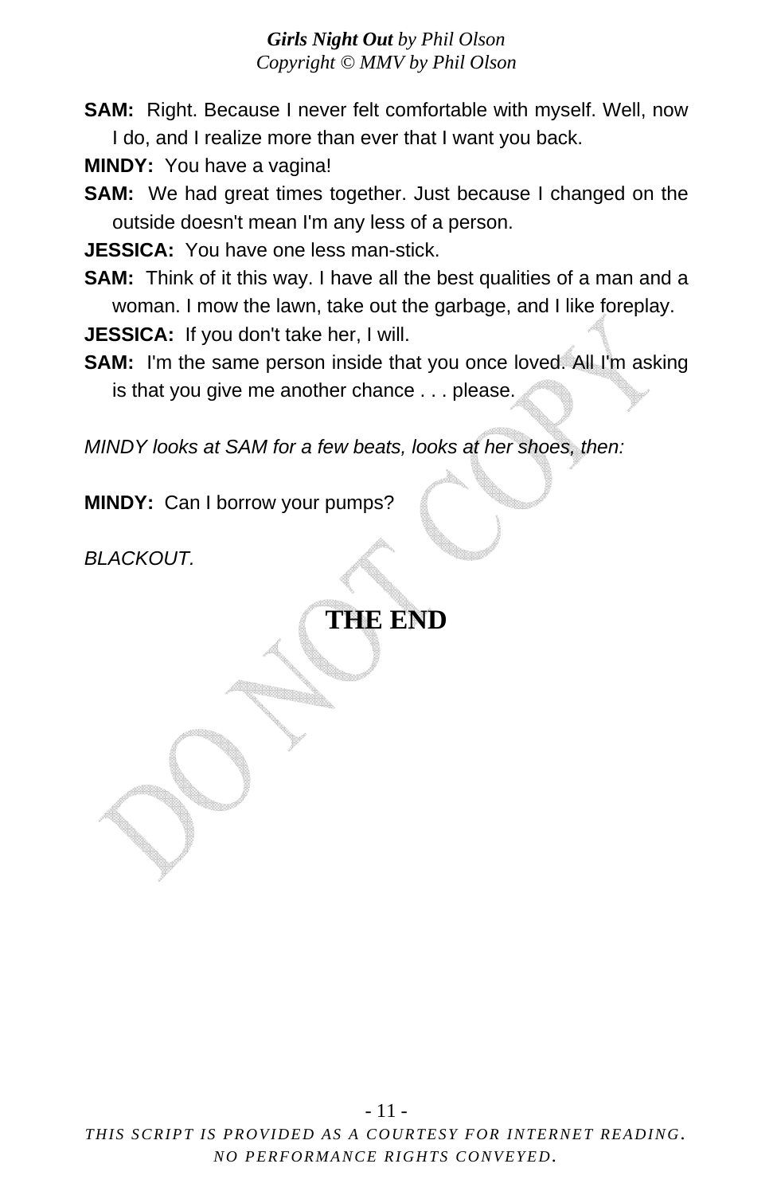**SAM:** Right. Because I never felt comfortable with myself. Well, now I do, and I realize more than ever that I want you back.

**MINDY:** You have a vagina!

**SAM:** We had great times together. Just because I changed on the outside doesn't mean I'm any less of a person.

**JESSICA:** You have one less man-stick.

**SAM:** Think of it this way. I have all the best qualities of a man and a woman. I mow the lawn, take out the garbage, and I like foreplay.

**JESSICA:** If you don't take her, I will.

**SAM:** I'm the same person inside that you once loved. All I'm asking is that you give me another chance . . . please.

*MINDY looks at SAM for a few beats, looks at her shoes, then:*

**MINDY:** Can I borrow your pumps?

*BLACKOUT.*

# THE END